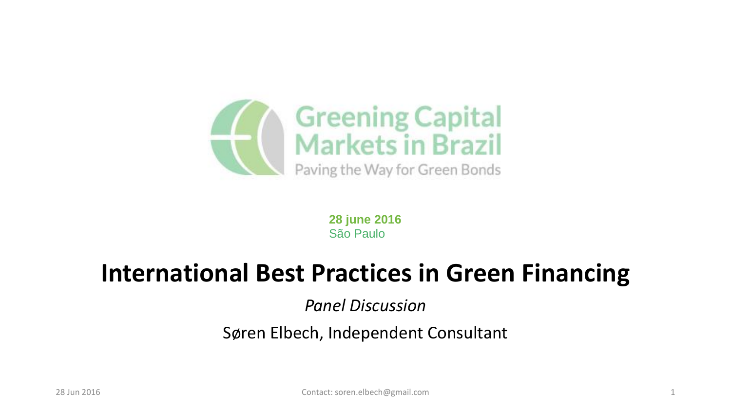Greening Capital Markets in Brazil

Paving the Way for Green Bonds

**28 june 2016**
São Paulo

# International Best Practices in Green Financing

*Panel Discussion*

Søren Elbech, Independent Consultant

Contact: soren.elbech@gmail.com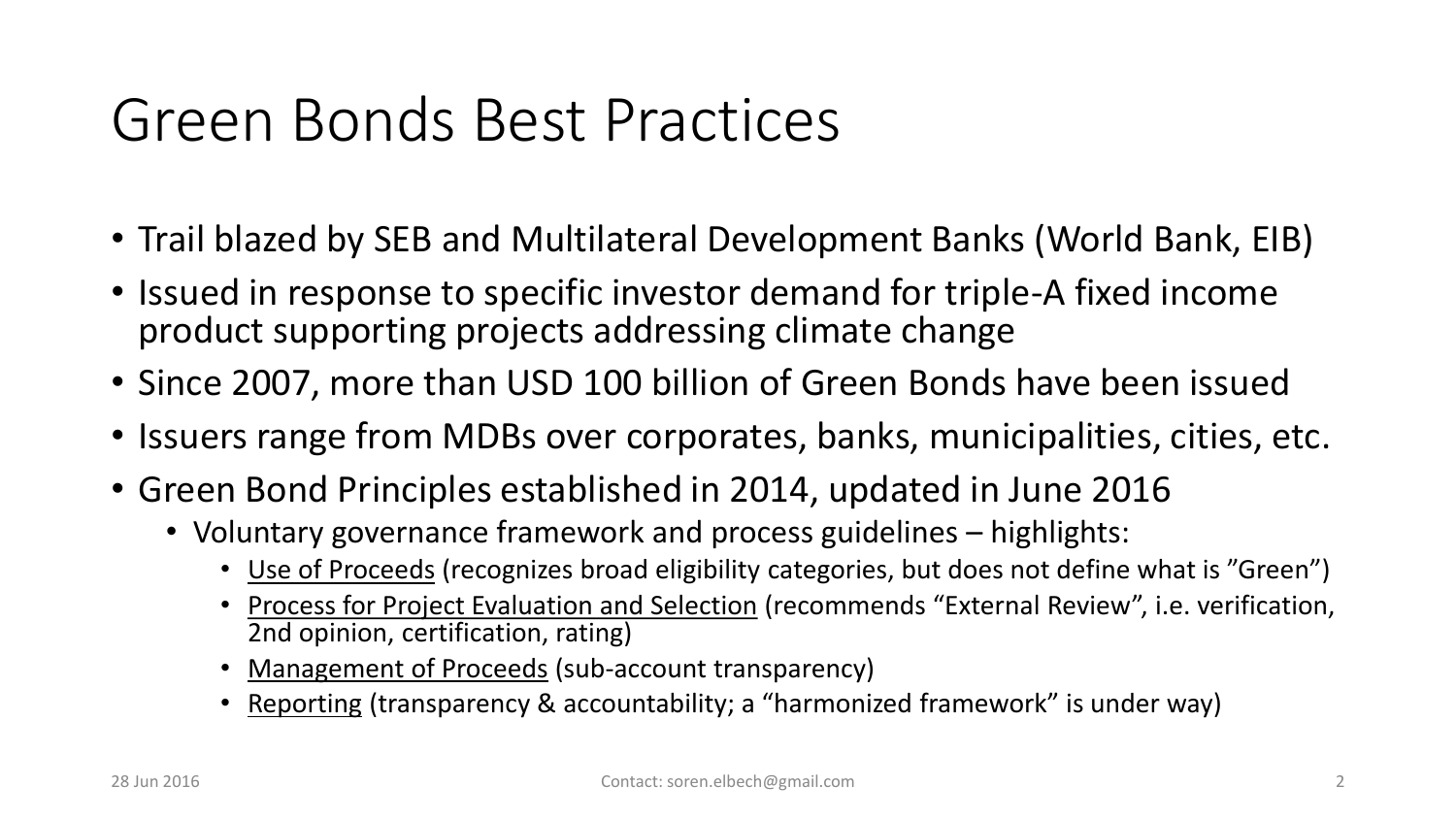# Green Bonds Best Practices

- Trail blazed by SEB and Multilateral Development Banks (World Bank, EIB)
- Issued in response to specific investor demand for triple-A fixed income product supporting projects addressing climate change
- Since 2007, more than USD 100 billion of Green Bonds have been issued
- Issuers range from MDBs over corporates, banks, municipalities, cities, etc.
- Green Bond Principles established in 2014, updated in June 2016
  - Voluntary governance framework and process guidelines – highlights:
    - <u>Use of Proceeds</u> (recognizes broad eligibility categories, but does not define what is ”Green”)
    - <u>Process for Project Evaluation and Selection</u> (recommends “External Review”, i.e. verification, 2nd opinion, certification, rating)
    - <u>Management of Proceeds</u> (sub-account transparency)
    - <u>Reporting</u> (transparency & accountability; a “harmonized framework” is under way)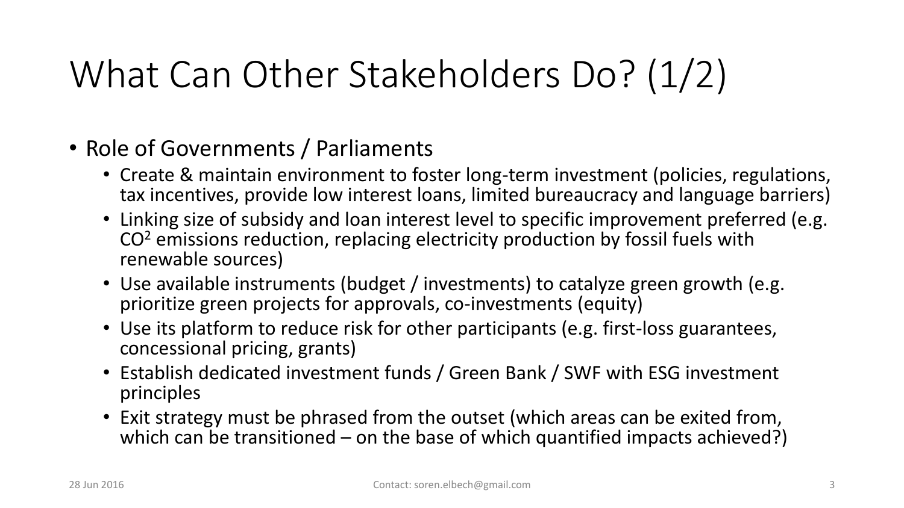# What Can Other Stakeholders Do? (1/2)

- Role of Governments / Parliaments
  - Create & maintain environment to foster long-term investment (policies, regulations, tax incentives, provide low interest loans, limited bureaucracy and language barriers)
  - Linking size of subsidy and loan interest level to specific improvement preferred (e.g. $CO^2$ emissions reduction, replacing electricity production by fossil fuels with renewable sources)
  - Use available instruments (budget / investments) to catalyze green growth (e.g. prioritize green projects for approvals, co-investments (equity)
  - Use its platform to reduce risk for other participants (e.g. first-loss guarantees, concessional pricing, grants)
  - Establish dedicated investment funds / Green Bank / SWF with ESG investment principles
  - Exit strategy must be phrased from the outset (which areas can be exited from, which can be transitioned – on the base of which quantified impacts achieved?)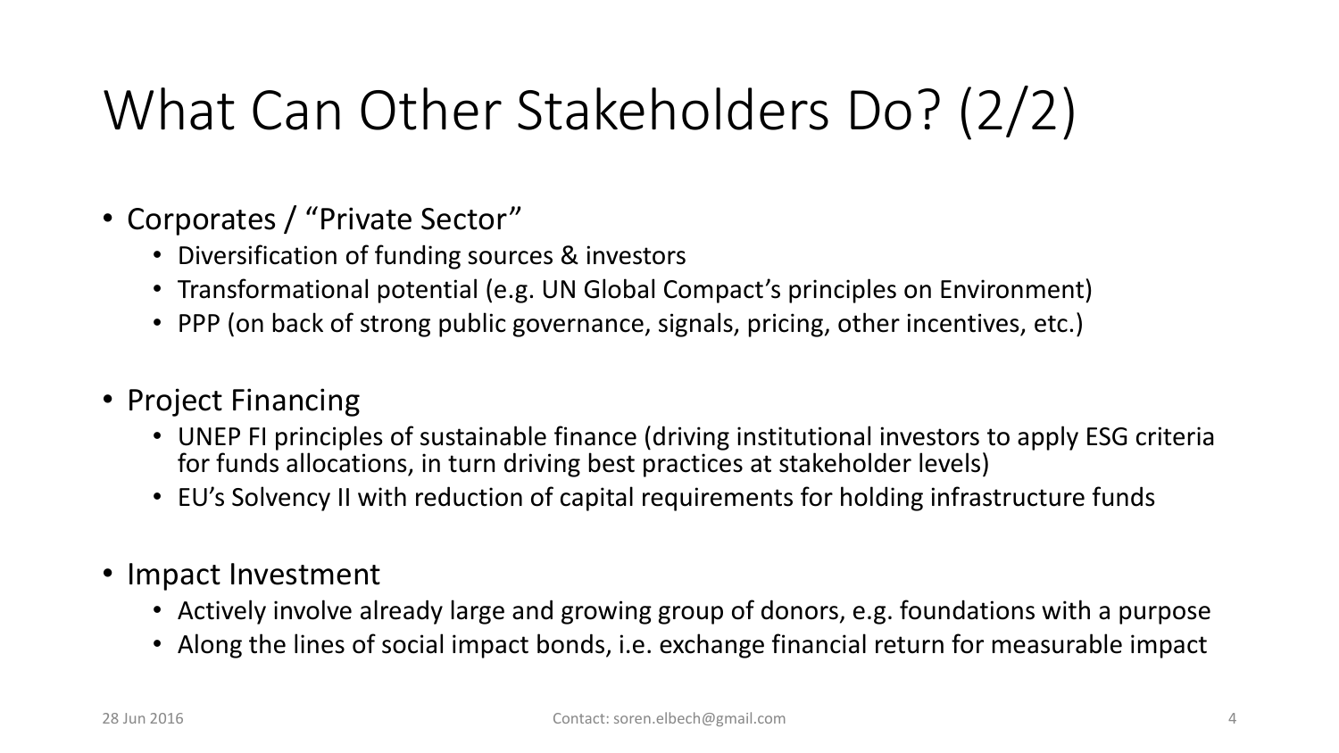# What Can Other Stakeholders Do? (2/2)

- Corporates / “Private Sector”
  - Diversification of funding sources & investors
  - Transformational potential (e.g. UN Global Compact’s principles on Environment)
  - PPP (on back of strong public governance, signals, pricing, other incentives, etc.)
- Project Financing
  - UNEP FI principles of sustainable finance (driving institutional investors to apply ESG criteria for funds allocations, in turn driving best practices at stakeholder levels)
  - EU’s Solvency II with reduction of capital requirements for holding infrastructure funds
- Impact Investment
  - Actively involve already large and growing group of donors, e.g. foundations with a purpose
  - Along the lines of social impact bonds, i.e. exchange financial return for measurable impact

28 Jun 2016

Contact: soren.elbech@gmail.com